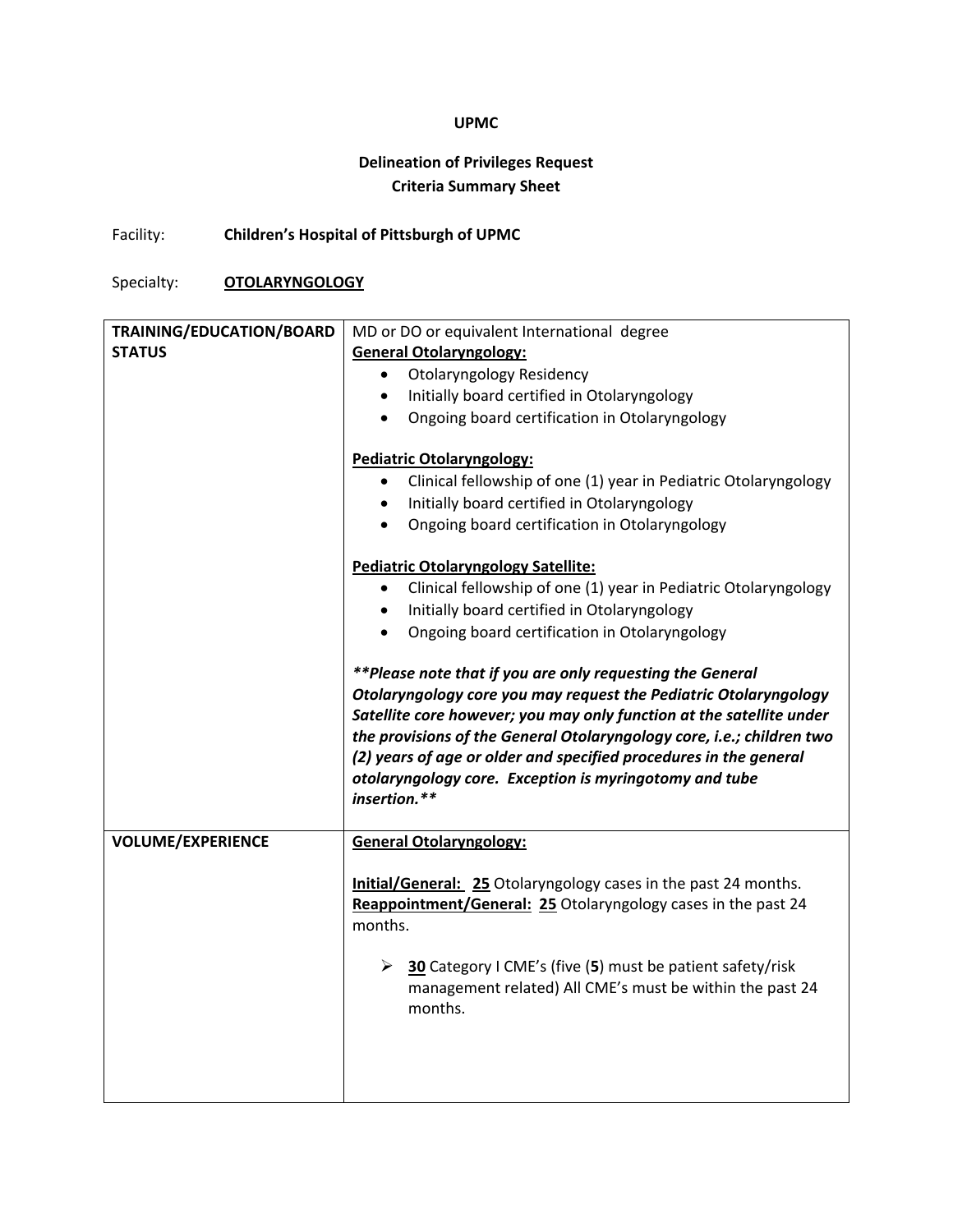**UPMC**

**Delineation of Privileges Request**
**Criteria Summary Sheet**

Facility: **Children's Hospital of Pittsburgh of UPMC**

Specialty: **OTOLARYNGOLOGY**

| | |
|---|---|
| **TRAINING/EDUCATION/BOARD STATUS** | MD or DO or equivalent International degree<br>**General Otolaryngology:**<br>• Otolaryngology Residency<br>• Initially board certified in Otolaryngology<br>• Ongoing board certification in Otolaryngology<br><br>**Pediatric Otolaryngology:**<br>• Clinical fellowship of one (1) year in Pediatric Otolaryngology<br>• Initially board certified in Otolaryngology<br>• Ongoing board certification in Otolaryngology<br><br>**Pediatric Otolaryngology Satellite:**<br>• Clinical fellowship of one (1) year in Pediatric Otolaryngology<br>• Initially board certified in Otolaryngology<br>• Ongoing board certification in Otolaryngology<br><br>***\*\*Please note that if you are only requesting the General Otolaryngology core you may request the Pediatric Otolaryngology Satellite core however; you may only function at the satellite under the provisions of the General Otolaryngology core, i.e.; children two (2) years of age or older and specified procedures in the general otolaryngology core. Exception is myringotomy and tube insertion.\*\**** |
| **VOLUME/EXPERIENCE** | **General Otolaryngology:**<br><br>**Initial/General: 25** Otolaryngology cases in the past 24 months.<br>**Reappointment/General: 25** Otolaryngology cases in the past 24 months.<br><br>➢ **30** Category I CME's (five (**5**) must be patient safety/risk management related) All CME's must be within the past 24 months. |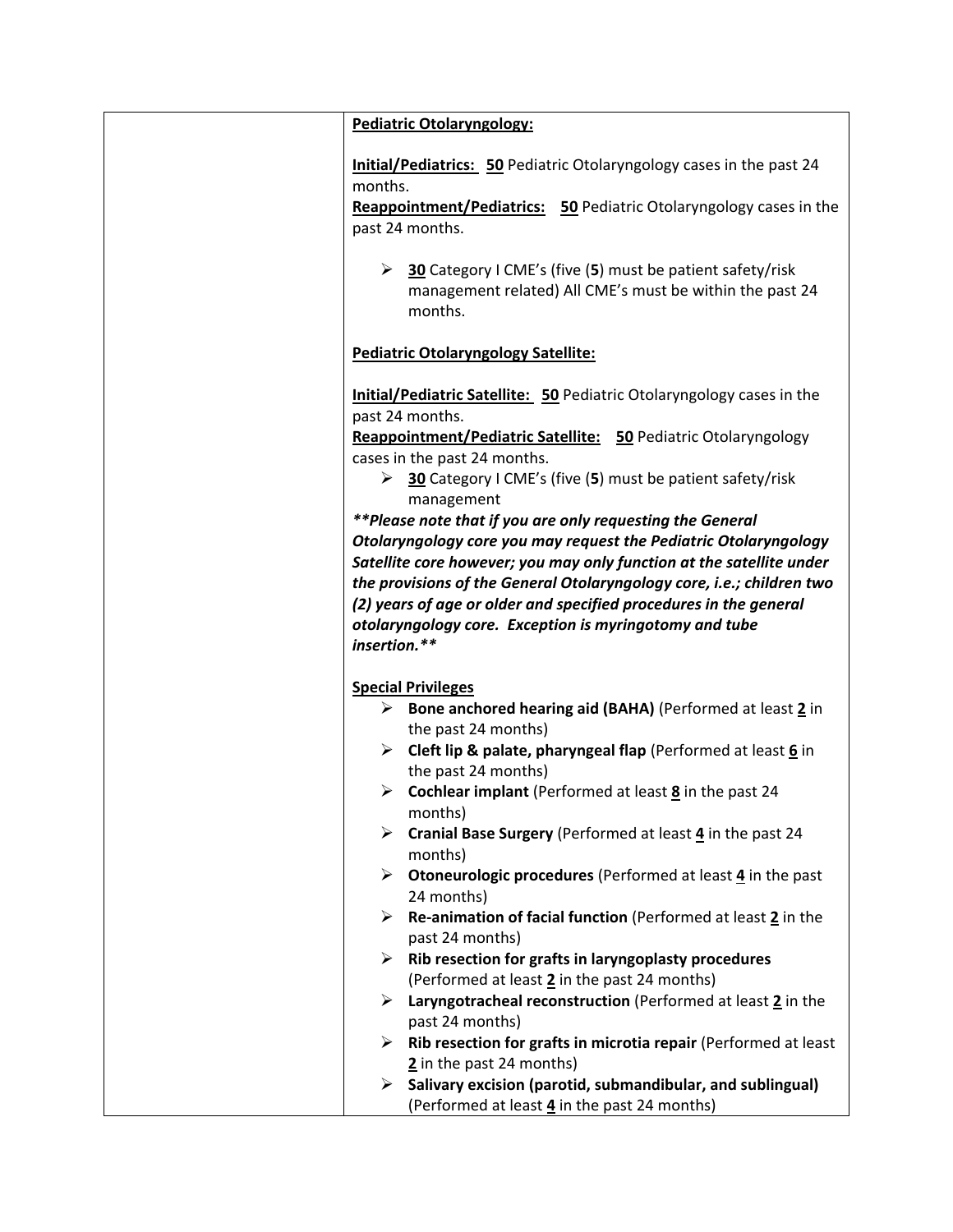| | **<u>Pediatric Otolaryngology:</u>**<br><br>**<u>Initial/Pediatrics:</u>** **<u>50</u>** Pediatric Otolaryngology cases in the past 24 months.<br>**<u>Reappointment/Pediatrics:</u>** **<u>50</u>** Pediatric Otolaryngology cases in the past 24 months.<br><br>➢ **<u>30</u>** Category I CME's (five (**5**) must be patient safety/risk management related) All CME's must be within the past 24 months.<br><br>**<u>Pediatric Otolaryngology Satellite:</u>**<br><br>**<u>Initial/Pediatric Satellite:</u>** **<u>50</u>** Pediatric Otolaryngology cases in the past 24 months.<br>**<u>Reappointment/Pediatric Satellite:</u>** **<u>50</u>** Pediatric Otolaryngology cases in the past 24 months.<br>➢ **<u>30</u>** Category I CME's (five (**5**) must be patient safety/risk management<br>***\*\*Please note that if you are only requesting the General Otolaryngology core you may request the Pediatric Otolaryngology Satellite core however; you may only function at the satellite under the provisions of the General Otolaryngology core, i.e.; children two (2) years of age or older and specified procedures in the general otolaryngology core. Exception is myringotomy and tube insertion.\*\****<br><br>**<u>Special Privileges</u>**<br>➢ **Bone anchored hearing aid (BAHA)** (Performed at least **<u>2</u>** in the past 24 months)<br>➢ **Cleft lip & palate, pharyngeal flap** (Performed at least **<u>6</u>** in the past 24 months)<br>➢ **Cochlear implant** (Performed at least **<u>8</u>** in the past 24 months)<br>➢ **Cranial Base Surgery** (Performed at least **<u>4</u>** in the past 24 months)<br>➢ **Otoneurologic procedures** (Performed at least **<u>4</u>** in the past 24 months)<br>➢ **Re-animation of facial function** (Performed at least **<u>2</u>** in the past 24 months)<br>➢ **Rib resection for grafts in laryngoplasty procedures** (Performed at least **<u>2</u>** in the past 24 months)<br>➢ **Laryngotracheal reconstruction** (Performed at least **<u>2</u>** in the past 24 months)<br>➢ **Rib resection for grafts in microtia repair** (Performed at least **<u>2</u>** in the past 24 months)<br>➢ **Salivary excision (parotid, submandibular, and sublingual)** (Performed at least **<u>4</u>** in the past 24 months) |
|---|---|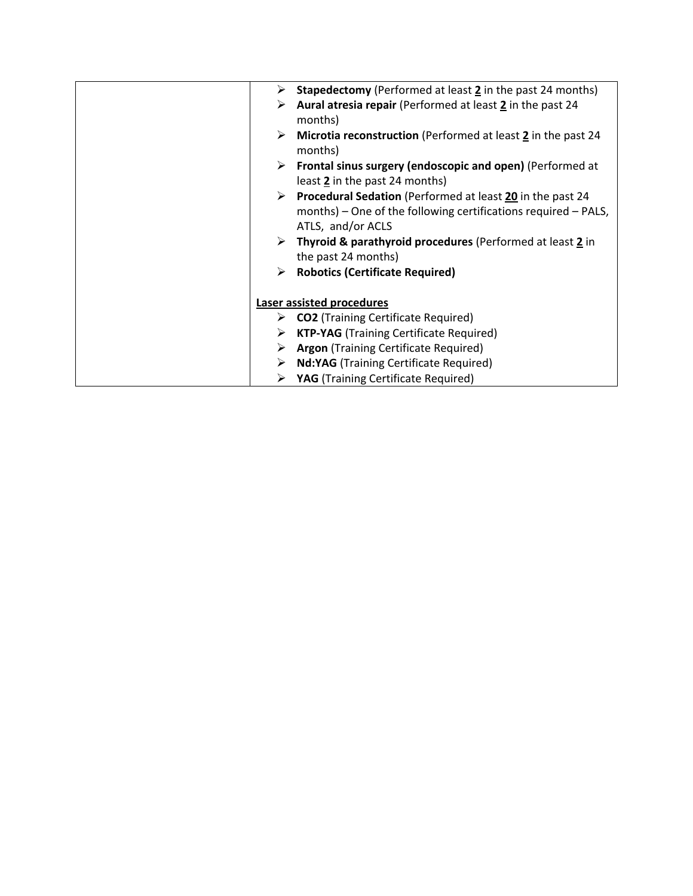| | |
|---|---|
| | ➢ **Stapedectomy** (Performed at least **2** in the past 24 months)<br>➢ **Aural atresia repair** (Performed at least **2** in the past 24 months)<br>➢ **Microtia reconstruction** (Performed at least **2** in the past 24 months)<br>➢ **Frontal sinus surgery (endoscopic and open)** (Performed at least **2** in the past 24 months)<br>➢ **Procedural Sedation** (Performed at least **20** in the past 24 months) – One of the following certifications required – PALS, ATLS, and/or ACLS<br>➢ **Thyroid & parathyroid procedures** (Performed at least **2** in the past 24 months)<br>➢ **Robotics (Certificate Required)**<br><br>**Laser assisted procedures**<br>➢ **CO2** (Training Certificate Required)<br>➢ **KTP-YAG** (Training Certificate Required)<br>➢ **Argon** (Training Certificate Required)<br>➢ **Nd:YAG** (Training Certificate Required)<br>➢ **YAG** (Training Certificate Required) |